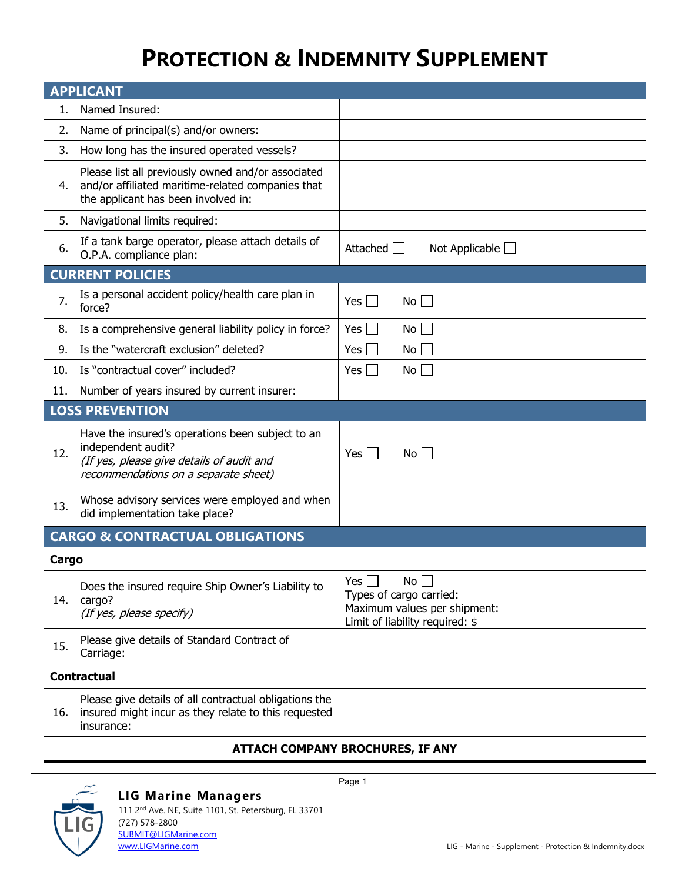# PROTECTION & INDEMNITY SUPPLEMENT

## APPLICANT

| | | |
|---|---|---|
| 1. | Named Insured: | |
| 2. | Name of principal(s) and/or owners: | |
| 3. | How long has the insured operated vessels? | |
| 4. | Please list all previously owned and/or associated and/or affiliated maritime-related companies that the applicant has been involved in: | |
| 5. | Navigational limits required: | |
| 6. | If a tank barge operator, please attach details of O.P.A. compliance plan: | Attached ☐ Not Applicable ☐ |

## CURRENT POLICIES

| | | |
|---|---|---|
| 7. | Is a personal accident policy/health care plan in force? | Yes ☐ No ☐ |
| 8. | Is a comprehensive general liability policy in force? | Yes ☐ No ☐ |
| 9. | Is the "watercraft exclusion" deleted? | Yes ☐ No ☐ |
| 10. | Is "contractual cover" included? | Yes ☐ No ☐ |
| 11. | Number of years insured by current insurer: | |

## LOSS PREVENTION

| | | |
|---|---|---|
| 12. | Have the insured's operations been subject to an independent audit? *(If yes, please give details of audit and recommendations on a separate sheet)* | Yes ☐ No ☐ |
| 13. | Whose advisory services were employed and when did implementation take place? | |

## CARGO & CONTRACTUAL OBLIGATIONS

### Cargo

| | | |
|---|---|---|
| 14. | Does the insured require Ship Owner's Liability to cargo? *(If yes, please specify)* | Yes ☐ No ☐<br>Types of cargo carried:<br>Maximum values per shipment:<br>Limit of liability required: $ |
| 15. | Please give details of Standard Contract of Carriage: | |

### Contractual

| | | |
|---|---|---|
| 16. | Please give details of all contractual obligations the insured might incur as they relate to this requested insurance: | |

**ATTACH COMPANY BROCHURES, IF ANY**

**LIG Marine Managers**
111 2nd Ave. NE, Suite 1101, St. Petersburg, FL 33701
(727) 578-2800
SUBMIT@LIGMarine.com
www.LIGMarine.com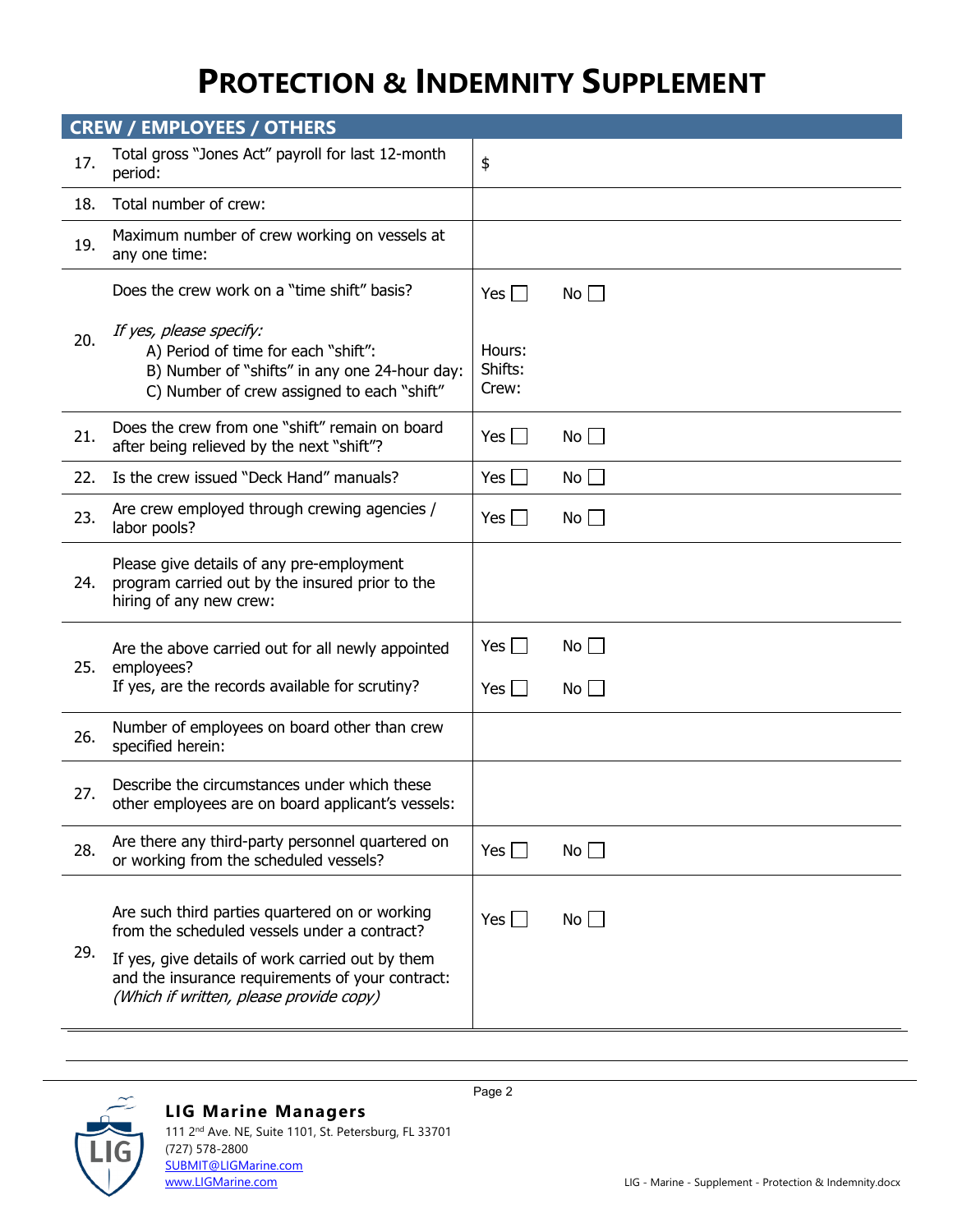# PROTECTION & INDEMNITY SUPPLEMENT

## CREW / EMPLOYEES / OTHERS

| | | |
|---|---|---|
| 17. | Total gross "Jones Act" payroll for last 12-month period: | $ |
| 18. | Total number of crew: | |
| 19. | Maximum number of crew working on vessels at any one time: | |
| 20. | Does the crew work on a "time shift" basis?<br><br>*If yes, please specify:*<br>A) Period of time for each "shift":<br>B) Number of "shifts" in any one 24-hour day:<br>C) Number of crew assigned to each "shift" | Yes ☐ No ☐<br><br>Hours:<br>Shifts:<br>Crew: |
| 21. | Does the crew from one "shift" remain on board after being relieved by the next "shift"? | Yes ☐ No ☐ |
| 22. | Is the crew issued "Deck Hand" manuals? | Yes ☐ No ☐ |
| 23. | Are crew employed through crewing agencies / labor pools? | Yes ☐ No ☐ |
| 24. | Please give details of any pre-employment program carried out by the insured prior to the hiring of any new crew: | |
| 25. | Are the above carried out for all newly appointed employees?<br>If yes, are the records available for scrutiny? | Yes ☐ No ☐<br>Yes ☐ No ☐ |
| 26. | Number of employees on board other than crew specified herein: | |
| 27. | Describe the circumstances under which these other employees are on board applicant's vessels: | |
| 28. | Are there any third-party personnel quartered on or working from the scheduled vessels? | Yes ☐ No ☐ |
| 29. | Are such third parties quartered on or working from the scheduled vessels under a contract?<br><br>If yes, give details of work carried out by them and the insurance requirements of your contract: *(Which if written, please provide copy)* | Yes ☐ No ☐ |

**LIG Marine Managers**
111 2nd Ave. NE, Suite 1101, St. Petersburg, FL 33701
(727) 578-2800
SUBMIT@LIGMarine.com
www.LIGMarine.com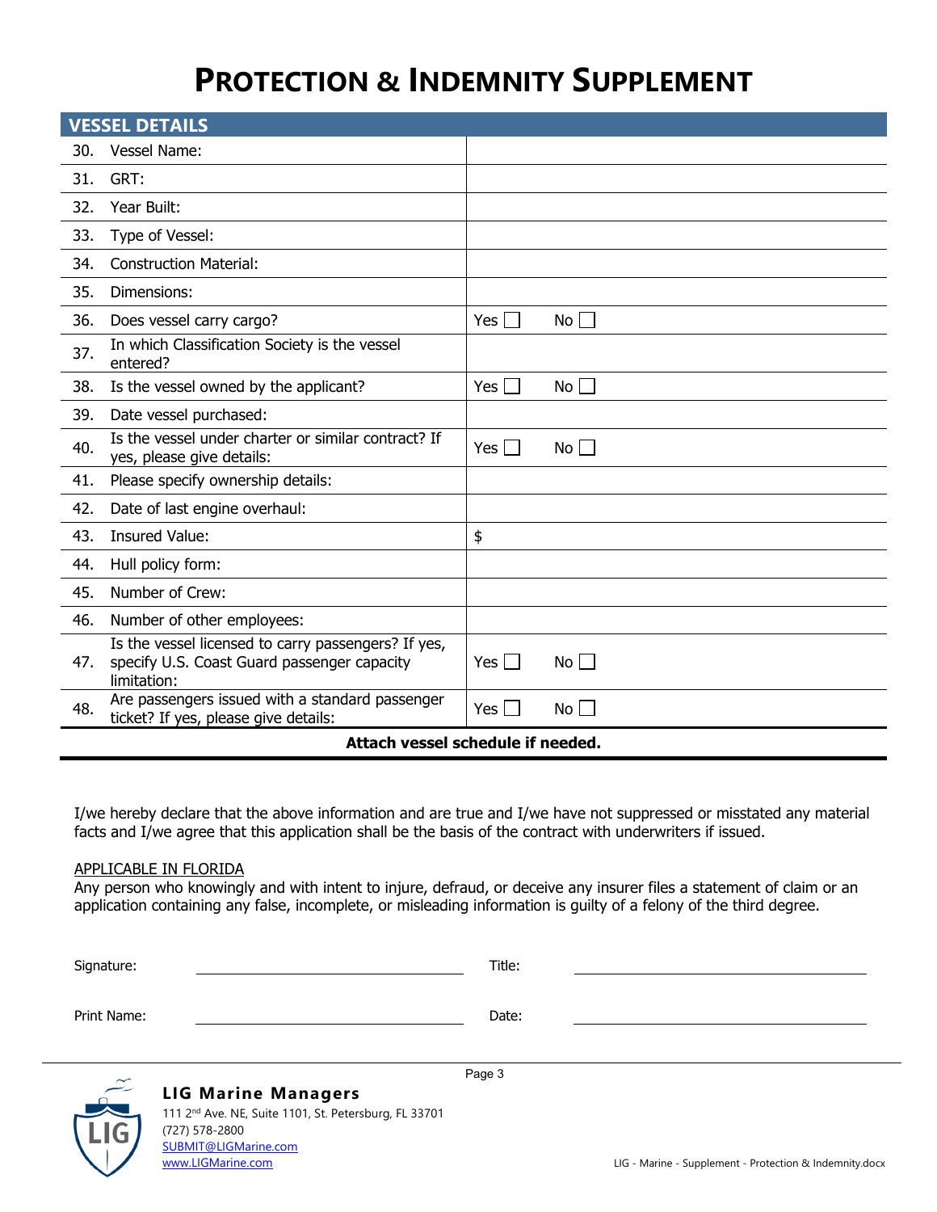# PROTECTION & INDEMNITY SUPPLEMENT

| VESSEL DETAILS | | |
|---|---|---|
| 30. | Vessel Name: | |
| 31. | GRT: | |
| 32. | Year Built: | |
| 33. | Type of Vessel: | |
| 34. | Construction Material: | |
| 35. | Dimensions: | |
| 36. | Does vessel carry cargo? | Yes ☐ No ☐ |
| 37. | In which Classification Society is the vessel entered? | |
| 38. | Is the vessel owned by the applicant? | Yes ☐ No ☐ |
| 39. | Date vessel purchased: | |
| 40. | Is the vessel under charter or similar contract? If yes, please give details: | Yes ☐ No ☐ |
| 41. | Please specify ownership details: | |
| 42. | Date of last engine overhaul: | |
| 43. | Insured Value: | $ |
| 44. | Hull policy form: | |
| 45. | Number of Crew: | |
| 46. | Number of other employees: | |
| 47. | Is the vessel licensed to carry passengers? If yes, specify U.S. Coast Guard passenger capacity limitation: | Yes ☐ No ☐ |
| 48. | Are passengers issued with a standard passenger ticket? If yes, please give details: | Yes ☐ No ☐ |

**Attach vessel schedule if needed.**

I/we hereby declare that the above information and are true and I/we have not suppressed or misstated any material facts and I/we agree that this application shall be the basis of the contract with underwriters if issued.

APPLICABLE IN FLORIDA

Any person who knowingly and with intent to injure, defraud, or deceive any insurer files a statement of claim or an application containing any false, incomplete, or misleading information is guilty of a felony of the third degree.

Signature: ______________________ Title: ______________________

Print Name: ______________________ Date: ______________________

**LIG Marine Managers**

111 2nd Ave. NE, Suite 1101, St. Petersburg, FL 33701

(727) 578-2800

SUBMIT@LIGMarine.com

www.LIGMarine.com